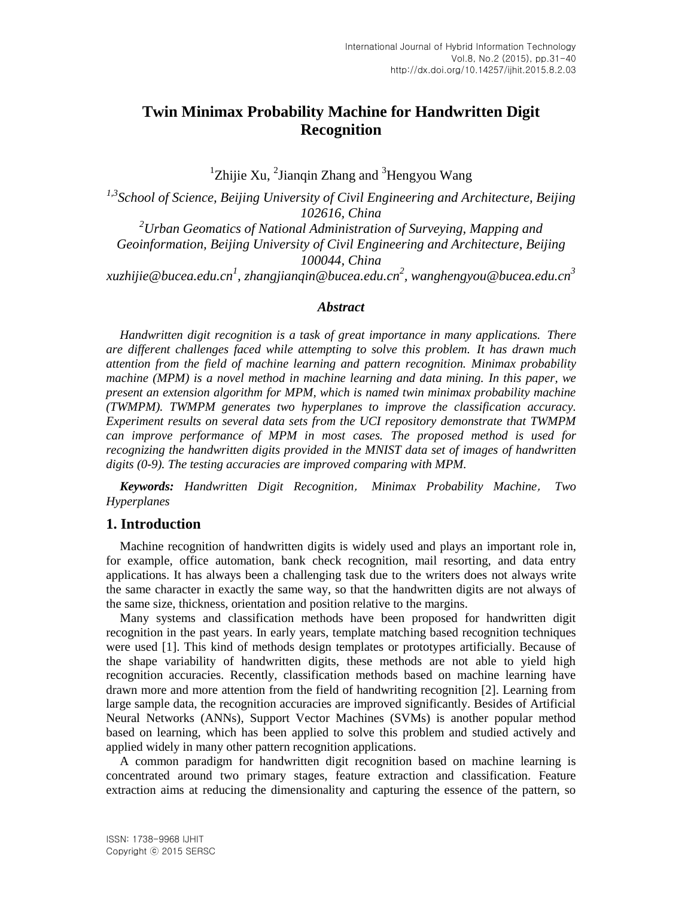# Twin Minimax Probability Machine for Handwritten Digit Recognition

[1]Zhijie Xu, [2]Jianqin Zhang and [3]Hengyou Wang

*[1,3]School of Science, Beijing University of Civil Engineering and Architecture, Beijing 102616, China*
*[2]Urban Geomatics of National Administration of Surveying, Mapping and Geoinformation, Beijing University of Civil Engineering and Architecture, Beijing 100044, China*
*xuzhijie@bucea.edu.cn[1], zhangjianqin@bucea.edu.cn[2], wanghengyou@bucea.edu.cn[3]*

### *Abstract*

*Handwritten digit recognition is a task of great importance in many applications. There are different challenges faced while attempting to solve this problem. It has drawn much attention from the field of machine learning and pattern recognition. Minimax probability machine (MPM) is a novel method in machine learning and data mining. In this paper, we present an extension algorithm for MPM, which is named twin minimax probability machine (TWMPM). TWMPM generates two hyperplanes to improve the classification accuracy. Experiment results on several data sets from the UCI repository demonstrate that TWMPM can improve performance of MPM in most cases. The proposed method is used for recognizing the handwritten digits provided in the MNIST data set of images of handwritten digits (0-9). The testing accuracies are improved comparing with MPM.*

***Keywords:*** *Handwritten Digit Recognition, Minimax Probability Machine, Two Hyperplanes*

## 1. Introduction

Machine recognition of handwritten digits is widely used and plays an important role in, for example, office automation, bank check recognition, mail resorting, and data entry applications. It has always been a challenging task due to the writers does not always write the same character in exactly the same way, so that the handwritten digits are not always of the same size, thickness, orientation and position relative to the margins.

Many systems and classification methods have been proposed for handwritten digit recognition in the past years. In early years, template matching based recognition techniques were used [1]. This kind of methods design templates or prototypes artificially. Because of the shape variability of handwritten digits, these methods are not able to yield high recognition accuracies. Recently, classification methods based on machine learning have drawn more and more attention from the field of handwriting recognition [2]. Learning from large sample data, the recognition accuracies are improved significantly. Besides of Artificial Neural Networks (ANNs), Support Vector Machines (SVMs) is another popular method based on learning, which has been applied to solve this problem and studied actively and applied widely in many other pattern recognition applications.

A common paradigm for handwritten digit recognition based on machine learning is concentrated around two primary stages, feature extraction and classification. Feature extraction aims at reducing the dimensionality and capturing the essence of the pattern, so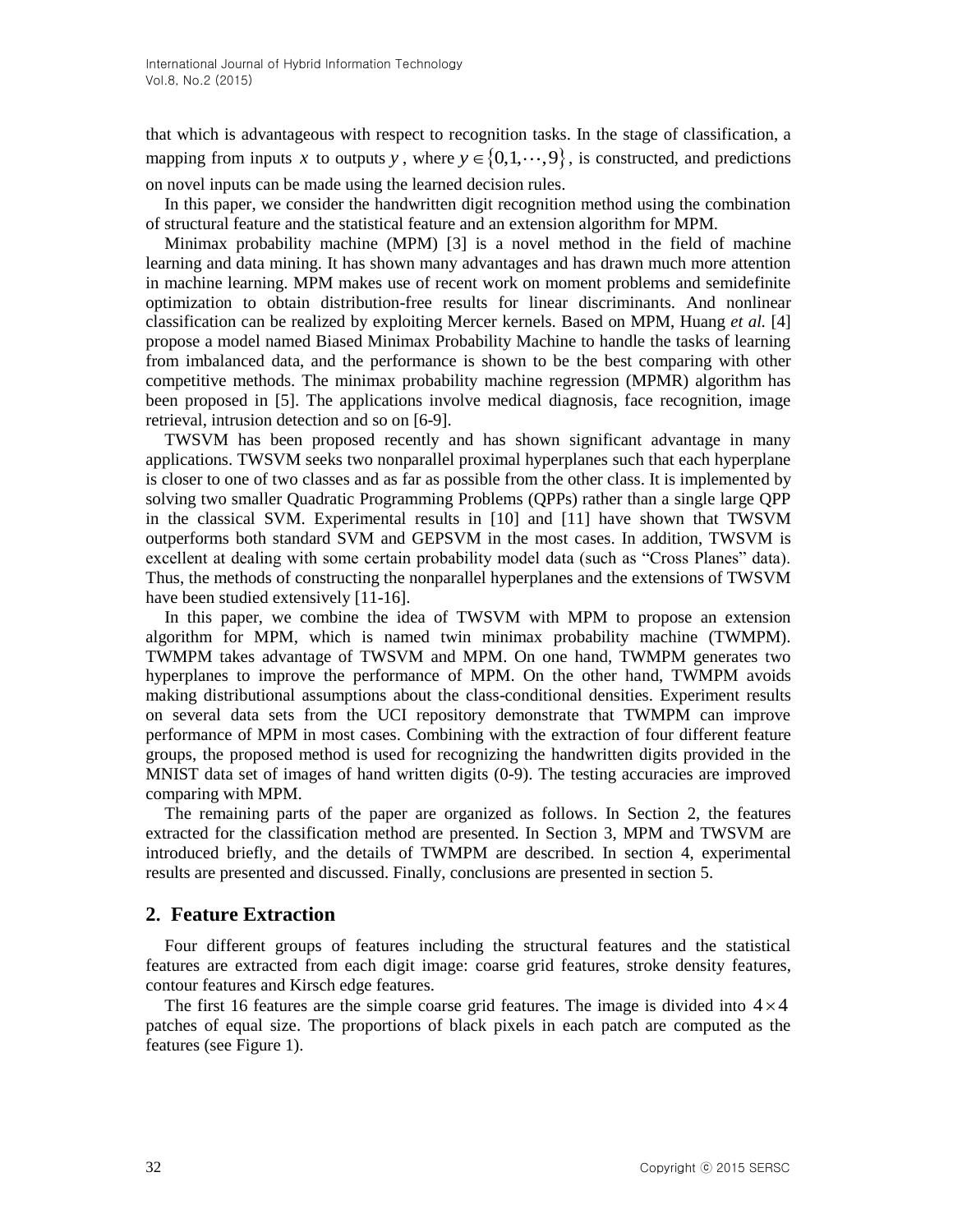that which is advantageous with respect to recognition tasks. In the stage of classification, a mapping from inputs $x$ to outputs $y$, where $y \in \{0,1,\cdots,9\}$, is constructed, and predictions on novel inputs can be made using the learned decision rules.

In this paper, we consider the handwritten digit recognition method using the combination of structural feature and the statistical feature and an extension algorithm for MPM.

Minimax probability machine (MPM) [3] is a novel method in the field of machine learning and data mining. It has shown many advantages and has drawn much more attention in machine learning. MPM makes use of recent work on moment problems and semidefinite optimization to obtain distribution-free results for linear discriminants. And nonlinear classification can be realized by exploiting Mercer kernels. Based on MPM, Huang *et al.* [4] propose a model named Biased Minimax Probability Machine to handle the tasks of learning from imbalanced data, and the performance is shown to be the best comparing with other competitive methods. The minimax probability machine regression (MPMR) algorithm has been proposed in [5]. The applications involve medical diagnosis, face recognition, image retrieval, intrusion detection and so on [6-9].

TWSVM has been proposed recently and has shown significant advantage in many applications. TWSVM seeks two nonparallel proximal hyperplanes such that each hyperplane is closer to one of two classes and as far as possible from the other class. It is implemented by solving two smaller Quadratic Programming Problems (QPPs) rather than a single large QPP in the classical SVM. Experimental results in [10] and [11] have shown that TWSVM outperforms both standard SVM and GEPSVM in the most cases. In addition, TWSVM is excellent at dealing with some certain probability model data (such as "Cross Planes" data). Thus, the methods of constructing the nonparallel hyperplanes and the extensions of TWSVM have been studied extensively [11-16].

In this paper, we combine the idea of TWSVM with MPM to propose an extension algorithm for MPM, which is named twin minimax probability machine (TWMPM). TWMPM takes advantage of TWSVM and MPM. On one hand, TWMPM generates two hyperplanes to improve the performance of MPM. On the other hand, TWMPM avoids making distributional assumptions about the class-conditional densities. Experiment results on several data sets from the UCI repository demonstrate that TWMPM can improve performance of MPM in most cases. Combining with the extraction of four different feature groups, the proposed method is used for recognizing the handwritten digits provided in the MNIST data set of images of hand written digits (0-9). The testing accuracies are improved comparing with MPM.

The remaining parts of the paper are organized as follows. In Section 2, the features extracted for the classification method are presented. In Section 3, MPM and TWSVM are introduced briefly, and the details of TWMPM are described. In section 4, experimental results are presented and discussed. Finally, conclusions are presented in section 5.

## 2. Feature Extraction

Four different groups of features including the structural features and the statistical features are extracted from each digit image: coarse grid features, stroke density features, contour features and Kirsch edge features.

The first 16 features are the simple coarse grid features. The image is divided into $4 \times 4$ patches of equal size. The proportions of black pixels in each patch are computed as the features (see Figure 1).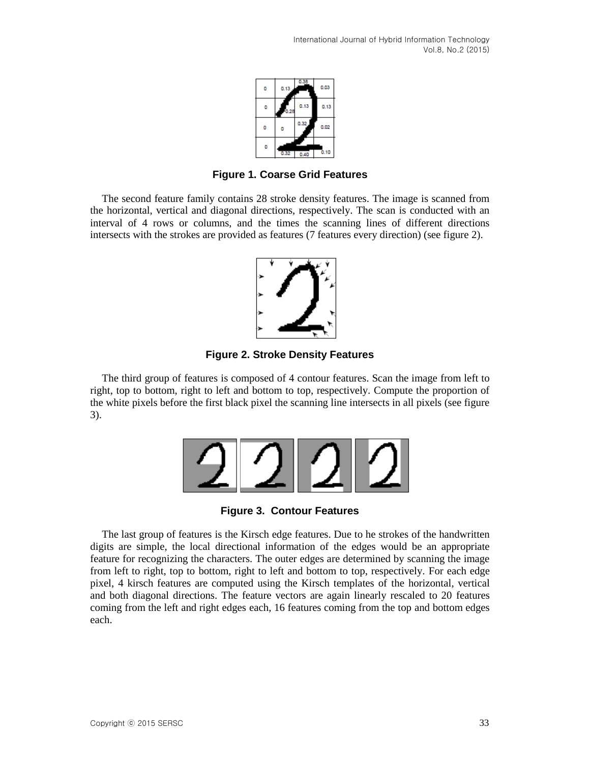**Figure 1. Coarse Grid Features**

The second feature family contains 28 stroke density features. The image is scanned from the horizontal, vertical and diagonal directions, respectively. The scan is conducted with an interval of 4 rows or columns, and the times the scanning lines of different directions intersects with the strokes are provided as features (7 features every direction) (see figure 2).

**Figure 2. Stroke Density Features**

The third group of features is composed of 4 contour features. Scan the image from left to right, top to bottom, right to left and bottom to top, respectively. Compute the proportion of the white pixels before the first black pixel the scanning line intersects in all pixels (see figure 3).

**Figure 3. Contour Features**

The last group of features is the Kirsch edge features. Due to he strokes of the handwritten digits are simple, the local directional information of the edges would be an appropriate feature for recognizing the characters. The outer edges are determined by scanning the image from left to right, top to bottom, right to left and bottom to top, respectively. For each edge pixel, 4 kirsch features are computed using the Kirsch templates of the horizontal, vertical and both diagonal directions. The feature vectors are again linearly rescaled to 20 features coming from the left and right edges each, 16 features coming from the top and bottom edges each.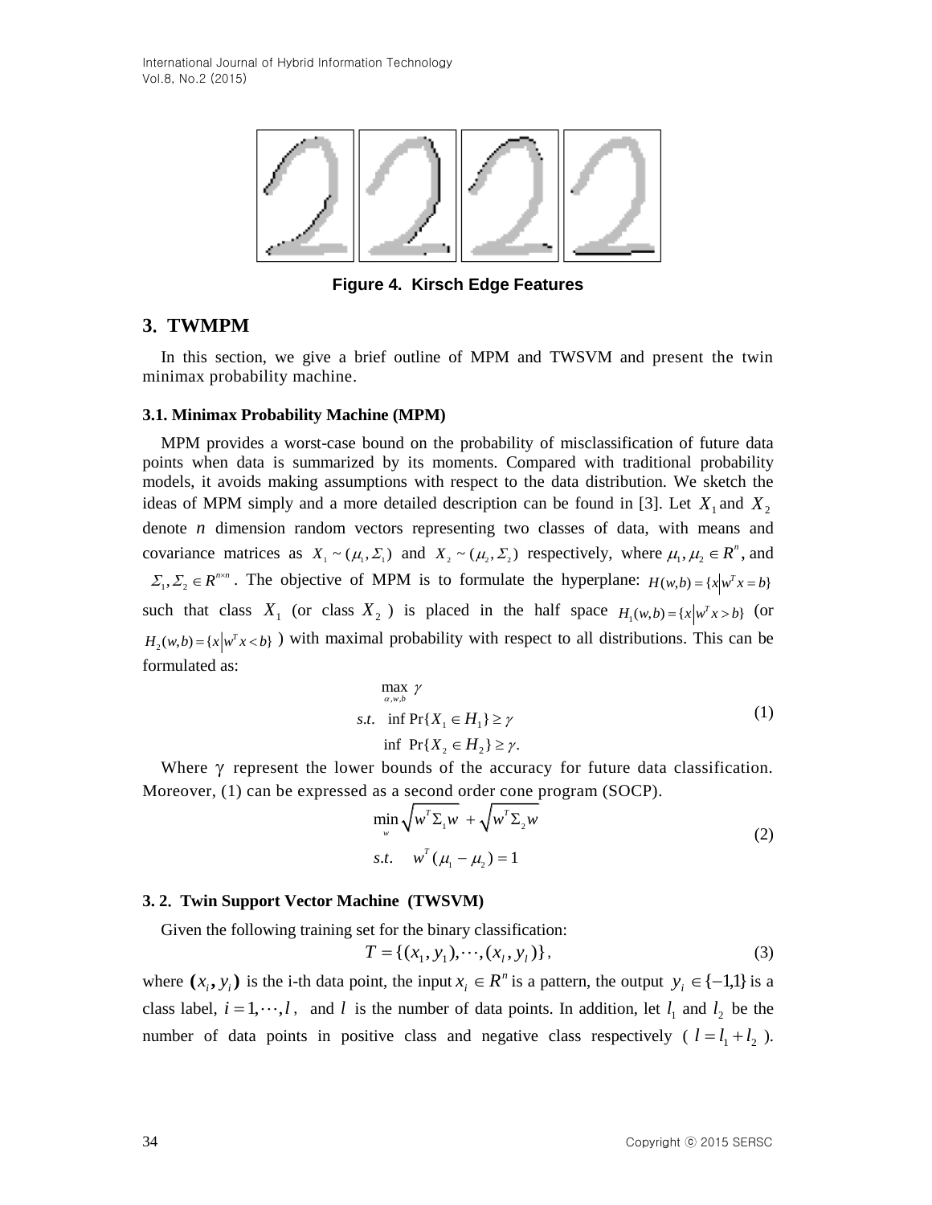Figure 4. Kirsch Edge Features

## 3. TWMPM

In this section, we give a brief outline of MPM and TWSVM and present the twin minimax probability machine.

### 3.1. Minimax Probability Machine (MPM)

MPM provides a worst-case bound on the probability of misclassification of future data points when data is summarized by its moments. Compared with traditional probability models, it avoids making assumptions with respect to the data distribution. We sketch the ideas of MPM simply and a more detailed description can be found in [3]. Let $X_1$ and $X_2$ denote $n$ dimension random vectors representing two classes of data, with means and covariance matrices as $X_1 \sim (\mu_1, \Sigma_1)$ and $X_2 \sim (\mu_2, \Sigma_2)$ respectively, where $\mu_1, \mu_2 \in R^n$, and $\Sigma_1, \Sigma_2 \in R^{n \times n}$. The objective of MPM is to formulate the hyperplane: $H(w,b) = \{x | w^T x = b\}$ such that class $X_1$ (or class $X_2$) is placed in the half space $H_1(w,b) = \{x | w^T x > b\}$ (or $H_2(w,b) = \{x | w^T x < b\}$) with maximal probability with respect to all distributions. This can be formulated as:

$$
\begin{aligned}
&\max_{\alpha,w,b} \ \gamma \\
&s.t. \quad \inf \Pr\{X_1 \in H_1\} \geq \gamma \\
&\qquad\ \ \inf \ \Pr\{X_2 \in H_2\} \geq \gamma.
\end{aligned}
\tag{1}
$$

Where $\gamma$ represent the lower bounds of the accuracy for future data classification. Moreover, (1) can be expressed as a second order cone program (SOCP).

$$
\begin{aligned}
&\min_{w} \sqrt{w^T \Sigma_1 w} + \sqrt{w^T \Sigma_2 w} \\
&s.t. \quad w^T(\mu_1 - \mu_2) = 1
\end{aligned}
\tag{2}
$$

### 3. 2. Twin Support Vector Machine (TWSVM)

Given the following training set for the binary classification:

$$
T = \{(x_1, y_1), \cdots, (x_l, y_l)\}, \tag{3}
$$

where $(x_i, y_i)$ is the i-th data point, the input $x_i \in R^n$ is a pattern, the output $y_i \in \{-1,1\}$ is a class label, $i = 1, \cdots, l$, and $l$ is the number of data points. In addition, let $l_1$ and $l_2$ be the number of data points in positive class and negative class respectively ($l = l_1 + l_2$).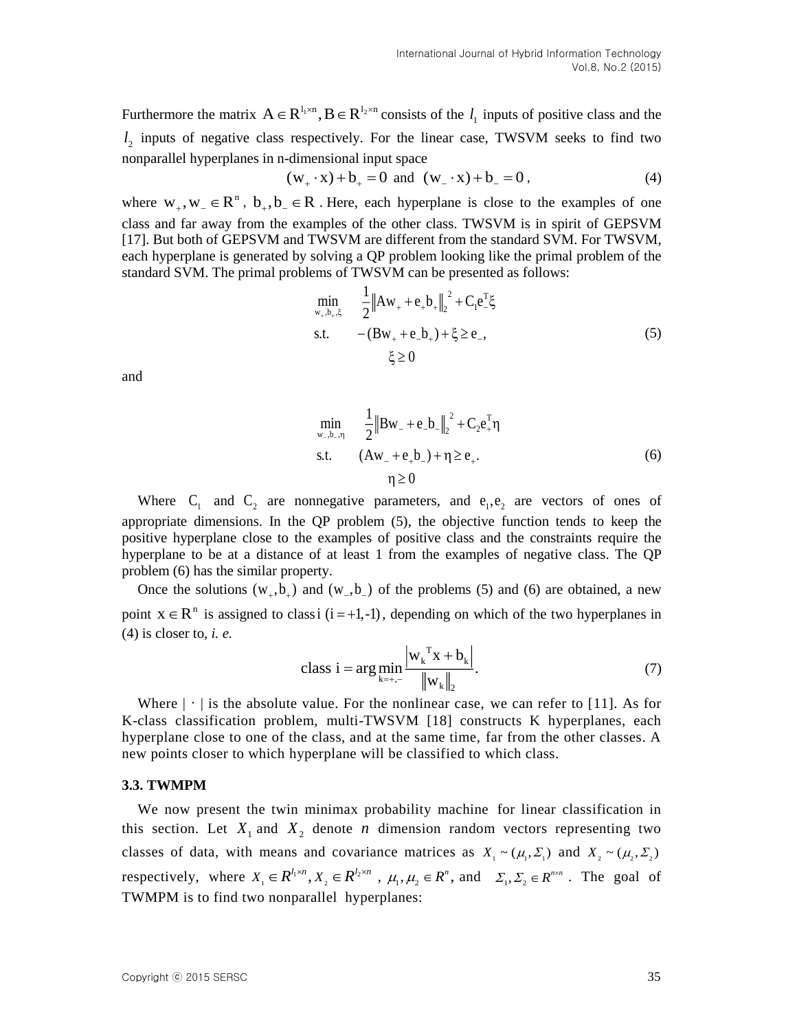Furthermore the matrix $A \in R^{l_1 \times n}, B \in R^{l_2 \times n}$ consists of the $l_1$ inputs of positive class and the $l_2$ inputs of negative class respectively. For the linear case, TWSVM seeks to find two nonparallel hyperplanes in n-dimensional input space

$$(w_+ \cdot x) + b_+ = 0 \text{ and } (w_- \cdot x) + b_- = 0, \tag{4}$$

where $w_+, w_- \in R^n$, $b_+, b_- \in R$. Here, each hyperplane is close to the examples of one class and far away from the examples of the other class. TWSVM is in spirit of GEPSVM [17]. But both of GEPSVM and TWSVM are different from the standard SVM. For TWSVM, each hyperplane is generated by solving a QP problem looking like the primal problem of the standard SVM. The primal problems of TWSVM can be presented as follows:

$$\begin{aligned} \min_{w_+, b_+, \xi} \quad & \frac{1}{2}\left\| Aw_+ + e_+ b_+ \right\|_2^2 + C_1 e_-^T \xi \\ \text{s.t.} \quad & -(Bw_+ + e_- b_+) + \xi \geq e_-, \\ & \xi \geq 0 \end{aligned} \tag{5}$$

and

$$\begin{aligned} \min_{w_-, b_-, \eta} \quad & \frac{1}{2}\left\| Bw_- + e_- b_- \right\|_2^2 + C_2 e_+^T \eta \\ \text{s.t.} \quad & (Aw_- + e_+ b_-) + \eta \geq e_+. \\ & \eta \geq 0 \end{aligned} \tag{6}$$

Where $C_1$ and $C_2$ are nonnegative parameters, and $e_1, e_2$ are vectors of ones of appropriate dimensions. In the QP problem (5), the objective function tends to keep the positive hyperplane close to the examples of positive class and the constraints require the hyperplane to be at a distance of at least 1 from the examples of negative class. The QP problem (6) has the similar property.

Once the solutions $(w_+, b_+)$ and $(w_-, b_-)$ of the problems (5) and (6) are obtained, a new point $x \in R^n$ is assigned to class $i$ $(i = +1, -1)$, depending on which of the two hyperplanes in (4) is closer to, *i. e.*

$$\text{class } i = \arg\min_{k=+,-} \frac{\left| w_k{}^T x + b_k \right|}{\left\| w_k \right\|_2}. \tag{7}$$

Where $|\cdot|$ is the absolute value. For the nonlinear case, we can refer to [11]. As for K-class classification problem, multi-TWSVM [18] constructs K hyperplanes, each hyperplane close to one of the class, and at the same time, far from the other classes. A new points closer to which hyperplane will be classified to which class.

### 3.3. TWMPM

We now present the twin minimax probability machine for linear classification in this section. Let $X_1$ and $X_2$ denote $n$ dimension random vectors representing two classes of data, with means and covariance matrices as $X_1 \sim (\mu_1, \Sigma_1)$ and $X_2 \sim (\mu_2, \Sigma_2)$ respectively, where $X_1 \in R^{l_1 \times n}, X_2 \in R^{l_2 \times n}$, $\mu_1, \mu_2 \in R^n$, and $\Sigma_1, \Sigma_2 \in R^{n \times n}$. The goal of TWMPM is to find two nonparallel hyperplanes: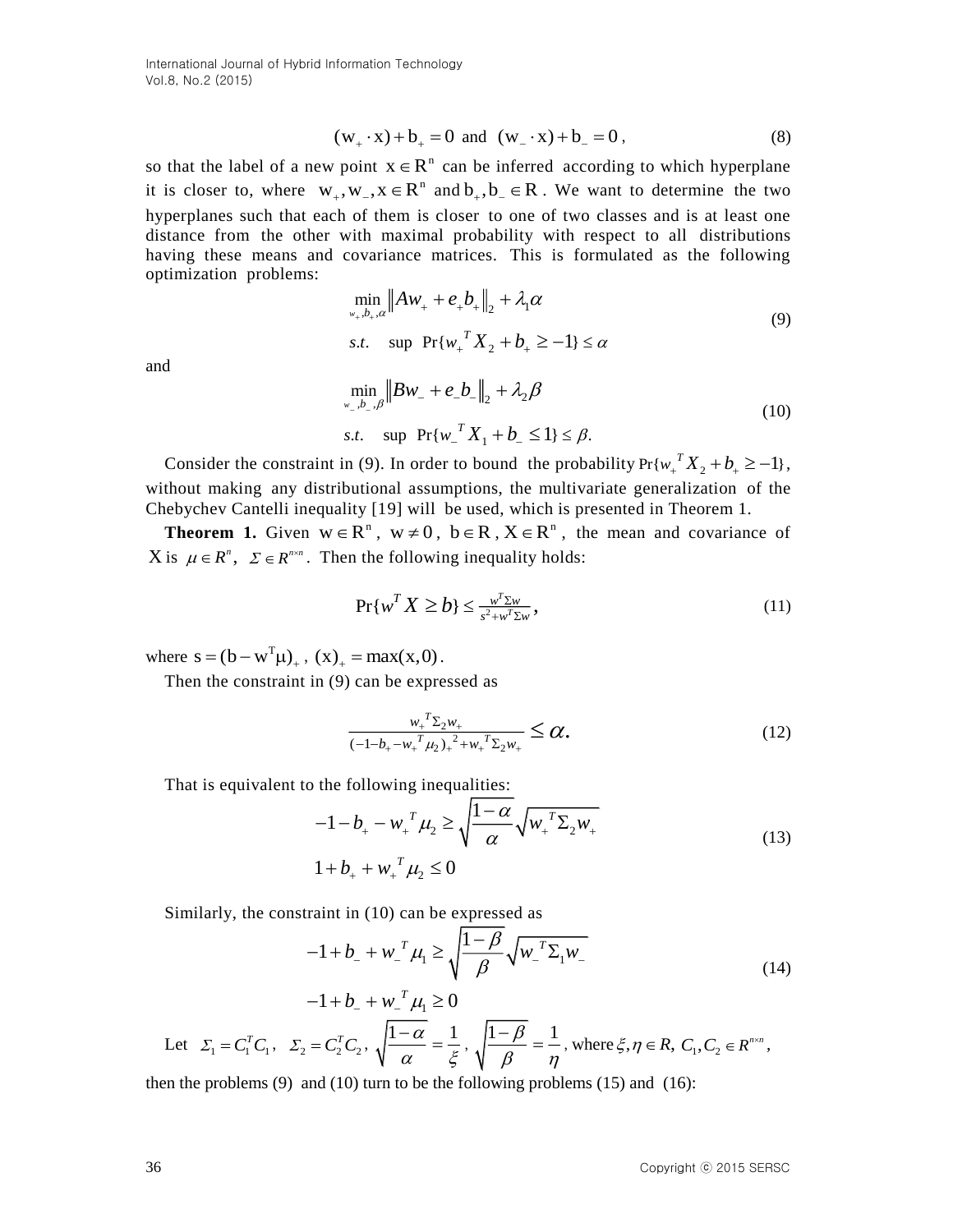$$(w_+ \cdot x) + b_+ = 0 \text{ and } (w_- \cdot x) + b_- = 0, \tag{8}$$

so that the label of a new point $x \in R^n$ can be inferred according to which hyperplane it is closer to, where $w_+, w_-, x \in R^n$ and $b_+, b_- \in R$. We want to determine the two hyperplanes such that each of them is closer to one of two classes and is at least one distance from the other with maximal probability with respect to all distributions having these means and covariance matrices. This is formulated as the following optimization problems:

$$\begin{aligned} &\min_{w_+, b_+, \alpha} \left\| Aw_+ + e_+ b_+ \right\|_2 + \lambda_1 \alpha \\ &s.t. \quad \sup \ \Pr\{w_+^T X_2 + b_+ \geq -1\} \leq \alpha \end{aligned} \tag{9}$$

and

$$\begin{aligned} &\min_{w_-, b_-, \beta} \left\| Bw_- + e_- b_- \right\|_2 + \lambda_2 \beta \\ &s.t. \quad \sup \ \Pr\{w_-^T X_1 + b_- \leq 1\} \leq \beta. \end{aligned} \tag{10}$$

Consider the constraint in (9). In order to bound the probability $\Pr\{w_+^T X_2 + b_+ \geq -1\}$, without making any distributional assumptions, the multivariate generalization of the Chebychev Cantelli inequality [19] will be used, which is presented in Theorem 1.

**Theorem 1.** Given $w \in R^n$, $w \neq 0$, $b \in R$, $X \in R^n$, the mean and covariance of $X$ is $\mu \in R^n$, $\Sigma \in R^{n \times n}$. Then the following inequality holds:

$$\Pr\{w^T X \geq b\} \leq \frac{w^T \Sigma w}{s^2 + w^T \Sigma w}, \tag{11}$$

where $s = (b - w^T \mu)_+$, $(x)_+ = \max(x, 0)$.

Then the constraint in (9) can be expressed as

$$\frac{w_+^T \Sigma_2 w_+}{(-1 - b_+ - w_+^T \mu_2)_+^2 + w_+^T \Sigma_2 w_+} \leq \alpha. \tag{12}$$

That is equivalent to the following inequalities:

$$\begin{aligned} &-1 - b_+ - w_+^T \mu_2 \geq \sqrt{\frac{1-\alpha}{\alpha}} \sqrt{w_+^T \Sigma_2 w_+} \\ &1 + b_+ + w_+^T \mu_2 \leq 0 \end{aligned} \tag{13}$$

Similarly, the constraint in (10) can be expressed as

$$\begin{aligned} &-1 + b_- + w_-^T \mu_1 \geq \sqrt{\frac{1-\beta}{\beta}} \sqrt{w_-^T \Sigma_1 w_-} \\ &-1 + b_- + w_-^T \mu_1 \geq 0 \end{aligned} \tag{14}$$

Let $\Sigma_1 = C_1^T C_1$, $\Sigma_2 = C_2^T C_2$, $\sqrt{\frac{1-\alpha}{\alpha}} = \frac{1}{\xi}$, $\sqrt{\frac{1-\beta}{\beta}} = \frac{1}{\eta}$, where $\xi, \eta \in R$, $C_1, C_2 \in R^{n \times n}$, then the problems (9) and (10) turn to be the following problems (15) and (16):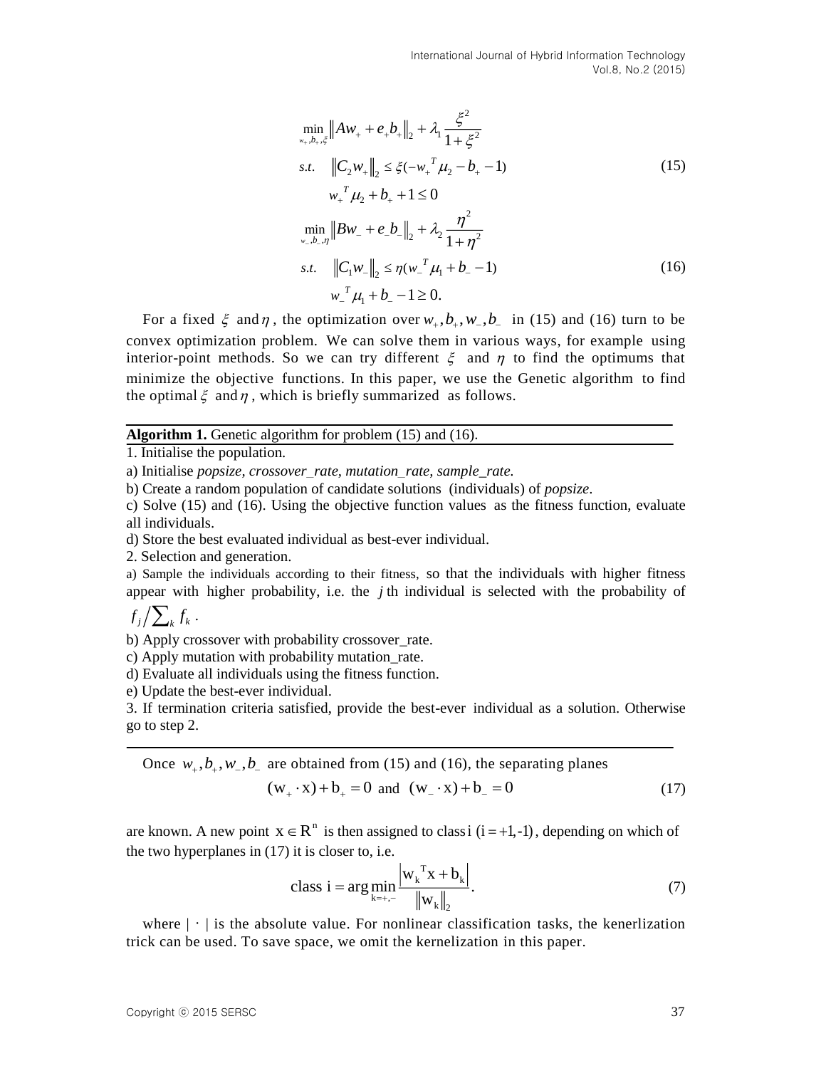$$
\begin{aligned}
&\min_{w_+, b_+, \xi} \left\| Aw_+ + e_+ b_+ \right\|_2 + \lambda_1 \frac{\xi^2}{1+\xi^2} \\
&s.t. \quad \left\| C_2 w_+ \right\|_2 \le \xi(-w_+{}^T \mu_2 - b_+ - 1) \\
&\qquad w_+{}^T \mu_2 + b_+ + 1 \le 0
\end{aligned}
\tag{15}
$$

$$
\begin{aligned}
&\min_{w_-, b_-, \eta} \left\| Bw_- + e_- b_- \right\|_2 + \lambda_2 \frac{\eta^2}{1+\eta^2} \\
&s.t. \quad \left\| C_1 w_- \right\|_2 \le \eta(w_-{}^T \mu_1 + b_- - 1) \\
&\qquad w_-{}^T \mu_1 + b_- - 1 \ge 0.
\end{aligned}
\tag{16}
$$

For a fixed $\xi$ and $\eta$, the optimization over $w_+, b_+, w_-, b_-$ in (15) and (16) turn to be convex optimization problem. We can solve them in various ways, for example using interior-point methods. So we can try different $\xi$ and $\eta$ to find the optimums that minimize the objective functions. In this paper, we use the Genetic algorithm to find the optimal $\xi$ and $\eta$, which is briefly summarized as follows.

**Algorithm 1.** Genetic algorithm for problem (15) and (16).

1. Initialise the population.

a) Initialise *popsize, crossover_rate, mutation_rate, sample_rate.*

b) Create a random population of candidate solutions (individuals) of *popsize*.

c) Solve (15) and (16). Using the objective function values as the fitness function, evaluate all individuals.

d) Store the best evaluated individual as best-ever individual.

2. Selection and generation.

a) Sample the individuals according to their fitness, so that the individuals with higher fitness appear with higher probability, i.e. the $j$ th individual is selected with the probability of $f_j / \sum_k f_k$.

b) Apply crossover with probability crossover_rate.

c) Apply mutation with probability mutation_rate.

d) Evaluate all individuals using the fitness function.

e) Update the best-ever individual.

3. If termination criteria satisfied, provide the best-ever individual as a solution. Otherwise go to step 2.

Once $w_+, b_+, w_-, b_-$ are obtained from (15) and (16), the separating planes

$$
(\mathrm{w}_+ \cdot \mathrm{x}) + \mathrm{b}_+ = 0 \text{ and } (\mathrm{w}_- \cdot \mathrm{x}) + \mathrm{b}_- = 0 \tag{17}
$$

are known. A new point $\mathrm{x} \in \mathrm{R}^n$ is then assigned to class $\mathrm{i}$ $(\mathrm{i} = +1, -1)$, depending on which of the two hyperplanes in (17) it is closer to, i.e.

$$
\text{class i} = \arg\min_{k=+,-} \frac{\left| \mathrm{w_k}^T \mathrm{x} + \mathrm{b_k} \right|}{\left\| \mathrm{w_k} \right\|_2}. \tag{7}
$$

where $|\cdot|$ is the absolute value. For nonlinear classification tasks, the kenerlization trick can be used. To save space, we omit the kernelization in this paper.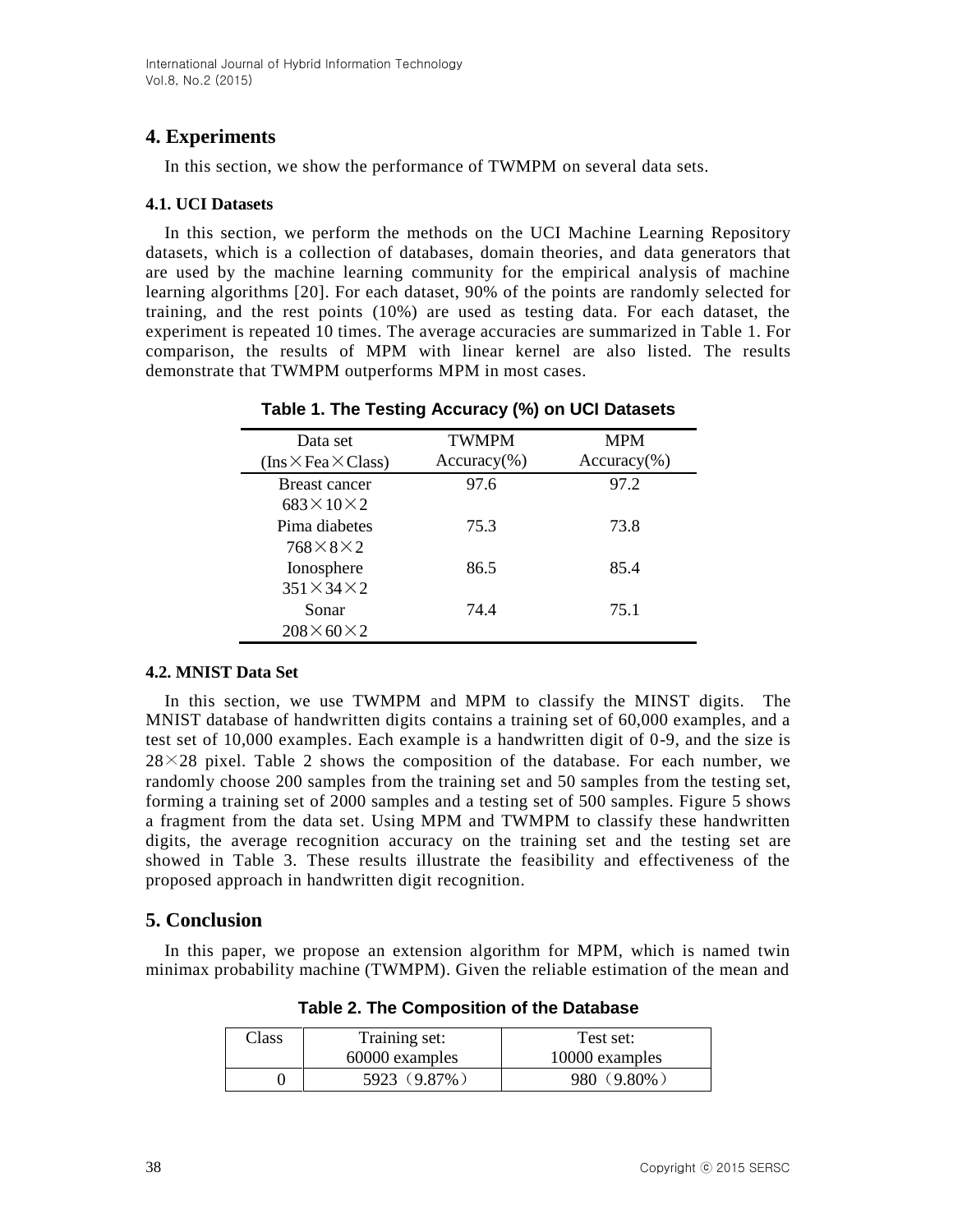## 4. Experiments

In this section, we show the performance of TWMPM on several data sets.

### 4.1. UCI Datasets

In this section, we perform the methods on the UCI Machine Learning Repository datasets, which is a collection of databases, domain theories, and data generators that are used by the machine learning community for the empirical analysis of machine learning algorithms [20]. For each dataset, 90% of the points are randomly selected for training, and the rest points (10%) are used as testing data. For each dataset, the experiment is repeated 10 times. The average accuracies are summarized in Table 1. For comparison, the results of MPM with linear kernel are also listed. The results demonstrate that TWMPM outperforms MPM in most cases.

**Table 1. The Testing Accuracy (%) on UCI Datasets**

| Data set (Ins×Fea×Class) | TWMPM Accuracy(%) | MPM Accuracy(%) |
| --- | --- | --- |
| Breast cancer 683×10×2 | 97.6 | 97.2 |
| Pima diabetes 768×8×2 | 75.3 | 73.8 |
| Ionosphere 351×34×2 | 86.5 | 85.4 |
| Sonar 208×60×2 | 74.4 | 75.1 |

### 4.2. MNIST Data Set

In this section, we use TWMPM and MPM to classify the MINST digits. The MNIST database of handwritten digits contains a training set of 60,000 examples, and a test set of 10,000 examples. Each example is a handwritten digit of 0-9, and the size is 28×28 pixel. Table 2 shows the composition of the database. For each number, we randomly choose 200 samples from the training set and 50 samples from the testing set, forming a training set of 2000 samples and a testing set of 500 samples. Figure 5 shows a fragment from the data set. Using MPM and TWMPM to classify these handwritten digits, the average recognition accuracy on the training set and the testing set are showed in Table 3. These results illustrate the feasibility and effectiveness of the proposed approach in handwritten digit recognition.

## 5. Conclusion

In this paper, we propose an extension algorithm for MPM, which is named twin minimax probability machine (TWMPM). Given the reliable estimation of the mean and

**Table 2. The Composition of the Database**

| Class | Training set: 60000 examples | Test set: 10000 examples |
| --- | --- | --- |
| 0 | 5923（9.87%） | 980（9.80%） |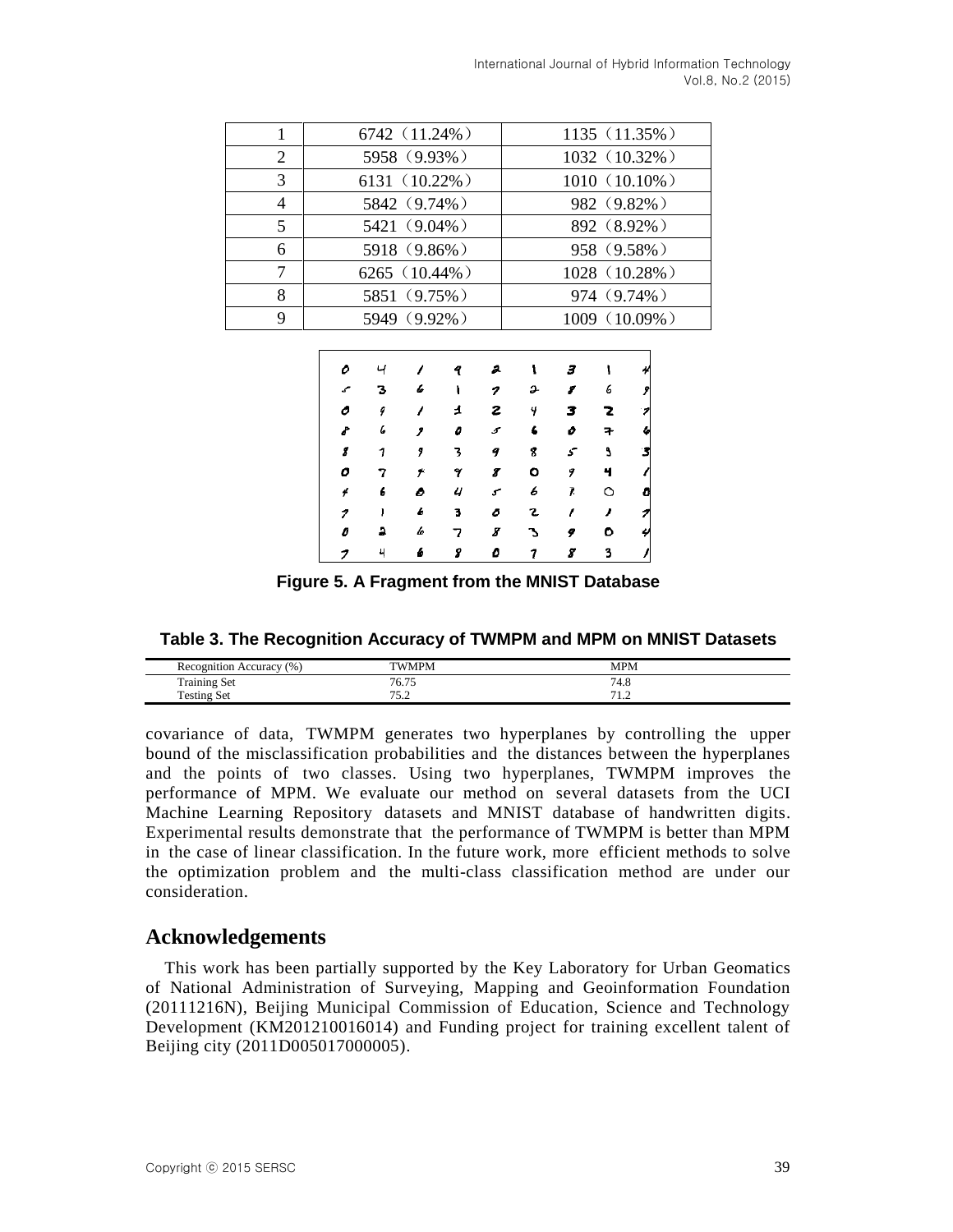| 1 | 6742（11.24%） | 1135（11.35%） |
|---|---|---|
| 2 | 5958（9.93%） | 1032（10.32%） |
| 3 | 6131（10.22%） | 1010（10.10%） |
| 4 | 5842（9.74%） | 982（9.82%） |
| 5 | 5421（9.04%） | 892（8.92%） |
| 6 | 5918（9.86%） | 958（9.58%） |
| 7 | 6265（10.44%） | 1028（10.28%） |
| 8 | 5851（9.75%） | 974（9.74%） |
| 9 | 5949（9.92%） | 1009（10.09%） |

**Figure 5. A Fragment from the MNIST Database**

**Table 3. The Recognition Accuracy of TWMPM and MPM on MNIST Datasets**

| Recognition Accuracy (%) | TWMPM | MPM |
|---|---|---|
| Training Set | 76.75 | 74.8 |
| Testing Set | 75.2 | 71.2 |

covariance of data, TWMPM generates two hyperplanes by controlling the upper bound of the misclassification probabilities and the distances between the hyperplanes and the points of two classes. Using two hyperplanes, TWMPM improves the performance of MPM. We evaluate our method on several datasets from the UCI Machine Learning Repository datasets and MNIST database of handwritten digits. Experimental results demonstrate that the performance of TWMPM is better than MPM in the case of linear classification. In the future work, more efficient methods to solve the optimization problem and the multi-class classification method are under our consideration.

## Acknowledgements

This work has been partially supported by the Key Laboratory for Urban Geomatics of National Administration of Surveying, Mapping and Geoinformation Foundation (20111216N), Beijing Municipal Commission of Education, Science and Technology Development (KM201210016014) and Funding project for training excellent talent of Beijing city (2011D005017000005).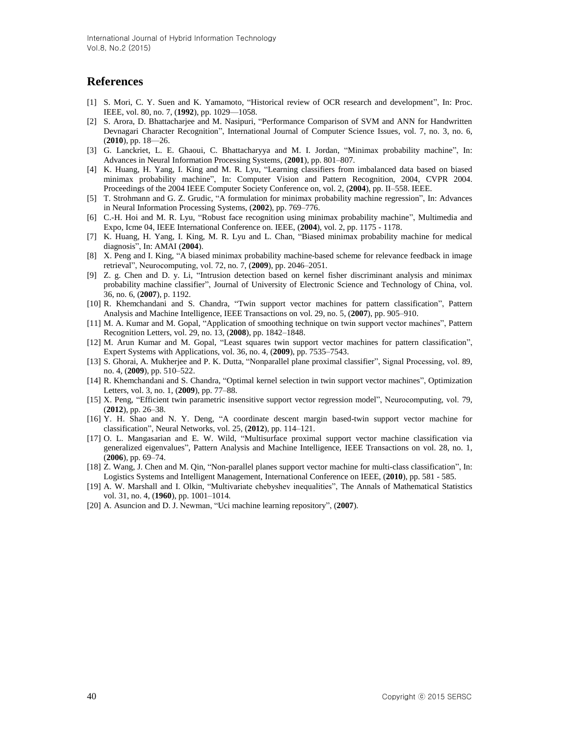## References

[1] S. Mori, C. Y. Suen and K. Yamamoto, “Historical review of OCR research and development”, In: Proc. IEEE, vol. 80, no. 7, (**1992**), pp. 1029—1058.

[2] S. Arora, D. Bhattacharjee and M. Nasipuri, “Performance Comparison of SVM and ANN for Handwritten Devnagari Character Recognition”, International Journal of Computer Science Issues, vol. 7, no. 3, no. 6, (**2010**), pp. 18—26.

[3] G. Lanckriet, L. E. Ghaoui, C. Bhattacharyya and M. I. Jordan, “Minimax probability machine”, In: Advances in Neural Information Processing Systems, (**2001**), pp. 801–807.

[4] K. Huang, H. Yang, I. King and M. R. Lyu, “Learning classifiers from imbalanced data based on biased minimax probability machine”, In: Computer Vision and Pattern Recognition, 2004, CVPR 2004. Proceedings of the 2004 IEEE Computer Society Conference on, vol. 2, (**2004**), pp. II–558. IEEE.

[5] T. Strohmann and G. Z. Grudic, “A formulation for minimax probability machine regression”, In: Advances in Neural Information Processing Systems, (**2002**), pp. 769–776.

[6] C.-H. Hoi and M. R. Lyu, “Robust face recognition using minimax probability machine”, Multimedia and Expo, Icme 04, IEEE International Conference on. IEEE, (**2004**), vol. 2, pp. 1175 - 1178.

[7] K. Huang, H. Yang, I. King, M. R. Lyu and L. Chan, “Biased minimax probability machine for medical diagnosis”, In: AMAI (**2004**).

[8] X. Peng and I. King, “A biased minimax probability machine-based scheme for relevance feedback in image retrieval”, Neurocomputing, vol. 72, no. 7, (**2009**), pp. 2046–2051.

[9] Z. g. Chen and D. y. Li, “Intrusion detection based on kernel fisher discriminant analysis and minimax probability machine classifier”, Journal of University of Electronic Science and Technology of China, vol. 36, no. 6, (**2007**), p. 1192.

[10] R. Khemchandani and S. Chandra, “Twin support vector machines for pattern classification”, Pattern Analysis and Machine Intelligence, IEEE Transactions on vol. 29, no. 5, (**2007**), pp. 905–910.

[11] M. A. Kumar and M. Gopal, “Application of smoothing technique on twin support vector machines”, Pattern Recognition Letters, vol. 29, no. 13, (**2008**), pp. 1842–1848.

[12] M. Arun Kumar and M. Gopal, “Least squares twin support vector machines for pattern classification”, Expert Systems with Applications, vol. 36, no. 4, (**2009**), pp. 7535–7543.

[13] S. Ghorai, A. Mukherjee and P. K. Dutta, “Nonparallel plane proximal classifier”, Signal Processing, vol. 89, no. 4, (**2009**), pp. 510–522.

[14] R. Khemchandani and S. Chandra, “Optimal kernel selection in twin support vector machines”, Optimization Letters, vol. 3, no. 1, (**2009**), pp. 77–88.

[15] X. Peng, “Efficient twin parametric insensitive support vector regression model”, Neurocomputing, vol. 79, (**2012**), pp. 26–38.

[16] Y. H. Shao and N. Y. Deng, “A coordinate descent margin based-twin support vector machine for classification”, Neural Networks, vol. 25, (**2012**), pp. 114–121.

[17] O. L. Mangasarian and E. W. Wild, “Multisurface proximal support vector machine classification via generalized eigenvalues”, Pattern Analysis and Machine Intelligence, IEEE Transactions on vol. 28, no. 1, (**2006**), pp. 69–74.

[18] Z. Wang, J. Chen and M. Qin, “Non-parallel planes support vector machine for multi-class classification”, In: Logistics Systems and Intelligent Management, International Conference on IEEE, (**2010**), pp. 581 - 585.

[19] A. W. Marshall and I. Olkin, “Multivariate chebyshev inequalities”, The Annals of Mathematical Statistics vol. 31, no. 4, (**1960**), pp. 1001–1014.

[20] A. Asuncion and D. J. Newman, “Uci machine learning repository”, (**2007**).